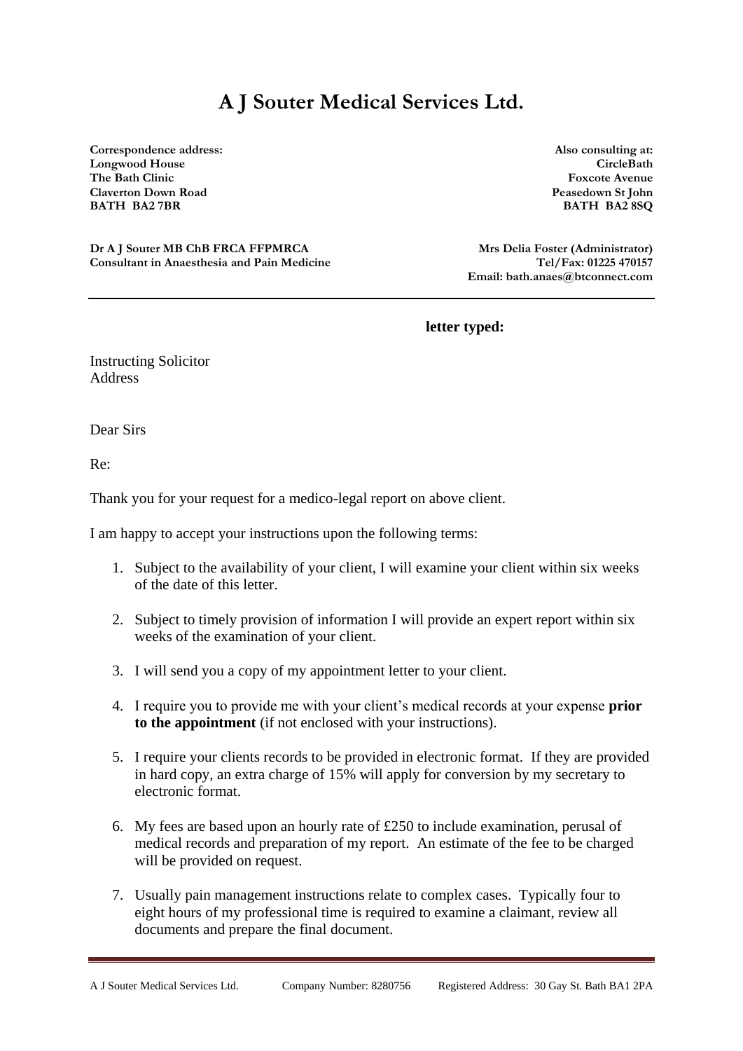# A J Souter Medical Services Ltd.

**Correspondence address:**
**Longwood House**
**The Bath Clinic**
**Claverton Down Road**
**BATH BA2 7BR**

**Also consulting at:**
**CircleBath**
**Foxcote Avenue**
**Peasedown St John**
**BATH BA2 8SQ**

**Dr A J Souter MB ChB FRCA FFPMRCA**
**Consultant in Anaesthesia and Pain Medicine**

**Mrs Delia Foster (Administrator)**
**Tel/Fax: 01225 470157**
**Email: bath.anaes@btconnect.com**

---

**letter typed:**

Instructing Solicitor
Address

Dear Sirs

Re:

Thank you for your request for a medico-legal report on above client.

I am happy to accept your instructions upon the following terms:

1. Subject to the availability of your client, I will examine your client within six weeks of the date of this letter.

2. Subject to timely provision of information I will provide an expert report within six weeks of the examination of your client.

3. I will send you a copy of my appointment letter to your client.

4. I require you to provide me with your client's medical records at your expense **prior to the appointment** (if not enclosed with your instructions).

5. I require your clients records to be provided in electronic format. If they are provided in hard copy, an extra charge of 15% will apply for conversion by my secretary to electronic format.

6. My fees are based upon an hourly rate of £250 to include examination, perusal of medical records and preparation of my report. An estimate of the fee to be charged will be provided on request.

7. Usually pain management instructions relate to complex cases. Typically four to eight hours of my professional time is required to examine a claimant, review all documents and prepare the final document.

A J Souter Medical Services Ltd. Company Number: 8280756 Registered Address: 30 Gay St. Bath BA1 2PA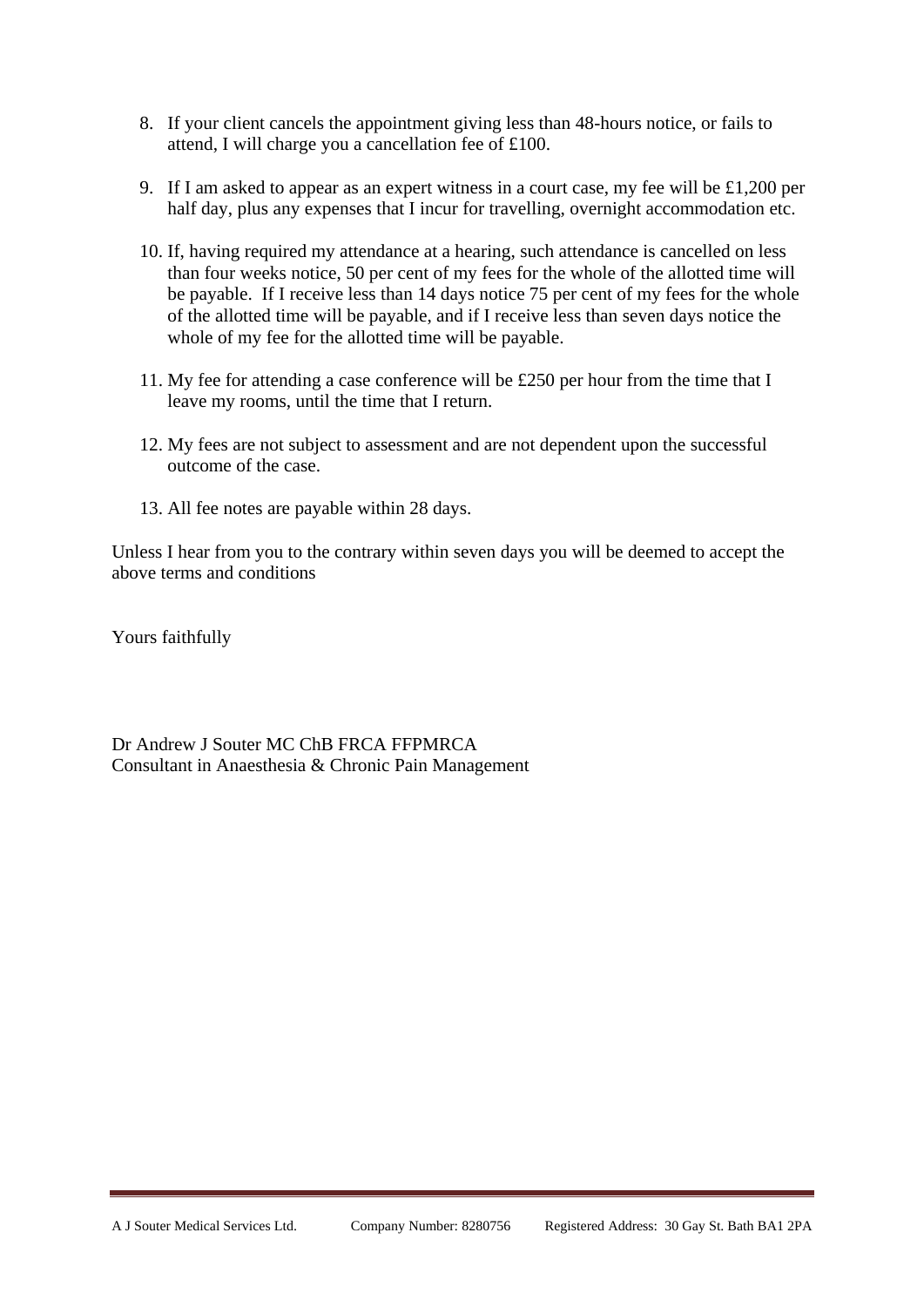8. If your client cancels the appointment giving less than 48-hours notice, or fails to attend, I will charge you a cancellation fee of £100.

9. If I am asked to appear as an expert witness in a court case, my fee will be £1,200 per half day, plus any expenses that I incur for travelling, overnight accommodation etc.

10. If, having required my attendance at a hearing, such attendance is cancelled on less than four weeks notice, 50 per cent of my fees for the whole of the allotted time will be payable. If I receive less than 14 days notice 75 per cent of my fees for the whole of the allotted time will be payable, and if I receive less than seven days notice the whole of my fee for the allotted time will be payable.

11. My fee for attending a case conference will be £250 per hour from the time that I leave my rooms, until the time that I return.

12. My fees are not subject to assessment and are not dependent upon the successful outcome of the case.

13. All fee notes are payable within 28 days.

Unless I hear from you to the contrary within seven days you will be deemed to accept the above terms and conditions

Yours faithfully

Dr Andrew J Souter MC ChB FRCA FFPMRCA
Consultant in Anaesthesia & Chronic Pain Management

A J Souter Medical Services Ltd. Company Number: 8280756 Registered Address: 30 Gay St. Bath BA1 2PA